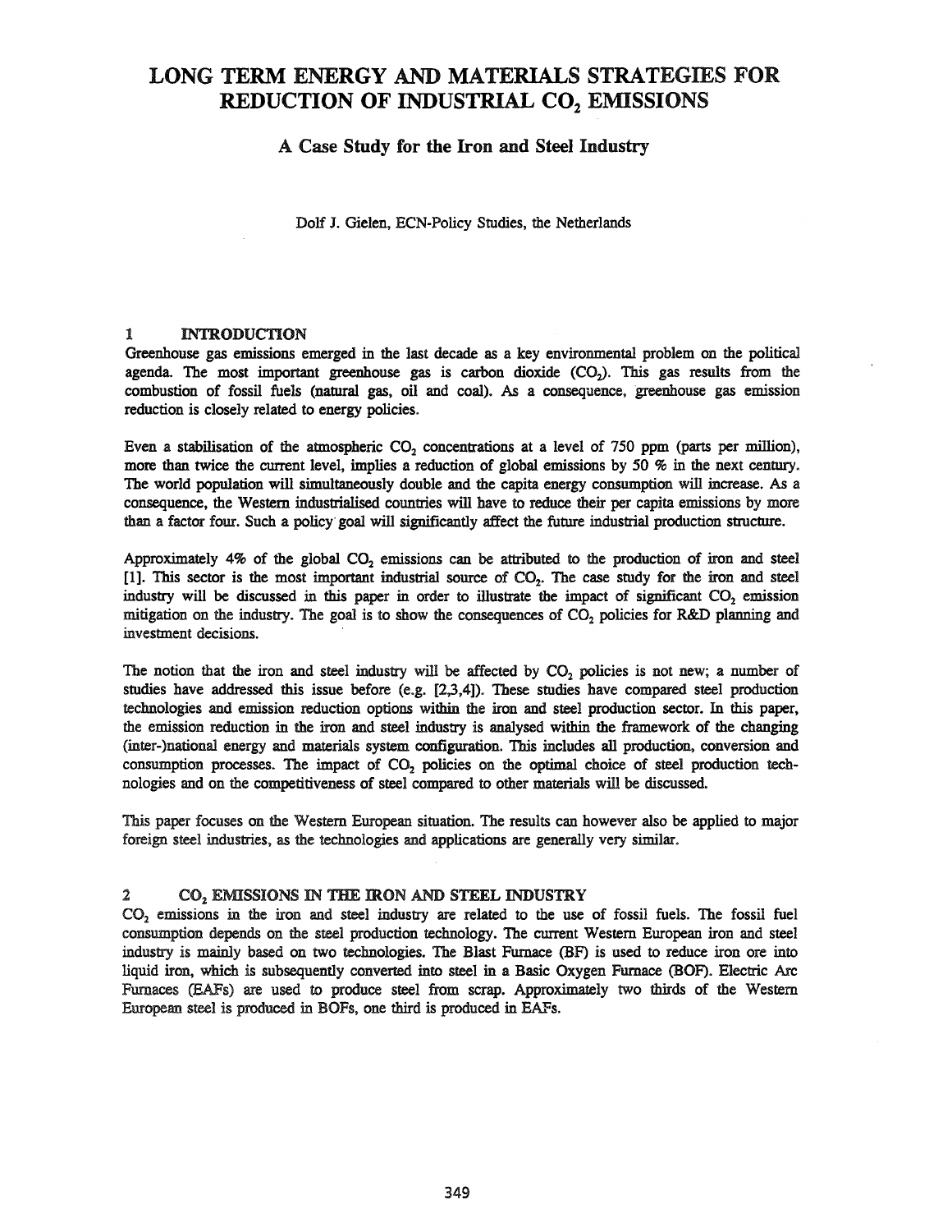# LONG TERM ENERGY AND MATERIALS STRATEGIES FOR REDUCTION OF INDUSTRIAL $CO_2$ EMISSIONS

## A Case Study for the Iron and Steel Industry

Dolf J. Gielen, ECN-Policy Studies, the Netherlands

## 1 INTRODUCTION

Greenhouse gas emissions emerged in the last decade as a key environmental problem on the political agenda. The most important greenhouse gas is carbon dioxide ($CO_2$). This gas results from the combustion of fossil fuels (natural gas, oil and coal). As a consequence, greenhouse gas emission reduction is closely related to energy policies.

Even a stabilisation of the atmospheric $CO_2$ concentrations at a level of 750 ppm (parts per million), more than twice the current level, implies a reduction of global emissions by 50 % in the next century. The world population will simultaneously double and the capita energy consumption will increase. As a consequence, the Western industrialised countries will have to reduce their per capita emissions by more than a factor four. Such a policy goal will significantly affect the future industrial production structure.

Approximately 4% of the global $CO_2$ emissions can be attributed to the production of iron and steel [1]. This sector is the most important industrial source of $CO_2$. The case study for the iron and steel industry will be discussed in this paper in order to illustrate the impact of significant $CO_2$ emission mitigation on the industry. The goal is to show the consequences of $CO_2$ policies for R&D planning and investment decisions.

The notion that the iron and steel industry will be affected by $CO_2$ policies is not new; a number of studies have addressed this issue before (e.g. [2,3,4]). These studies have compared steel production technologies and emission reduction options within the iron and steel production sector. In this paper, the emission reduction in the iron and steel industry is analysed within the framework of the changing (inter-)national energy and materials system configuration. This includes all production, conversion and consumption processes. The impact of $CO_2$ policies on the optimal choice of steel production technologies and on the competitiveness of steel compared to other materials will be discussed.

This paper focuses on the Western European situation. The results can however also be applied to major foreign steel industries, as the technologies and applications are generally very similar.

## 2 $CO_2$ EMISSIONS IN THE IRON AND STEEL INDUSTRY

$CO_2$ emissions in the iron and steel industry are related to the use of fossil fuels. The fossil fuel consumption depends on the steel production technology. The current Western European iron and steel industry is mainly based on two technologies. The Blast Furnace (BF) is used to reduce iron ore into liquid iron, which is subsequently converted into steel in a Basic Oxygen Furnace (BOF). Electric Arc Furnaces (EAFs) are used to produce steel from scrap. Approximately two thirds of the Western European steel is produced in BOFs, one third is produced in EAFs.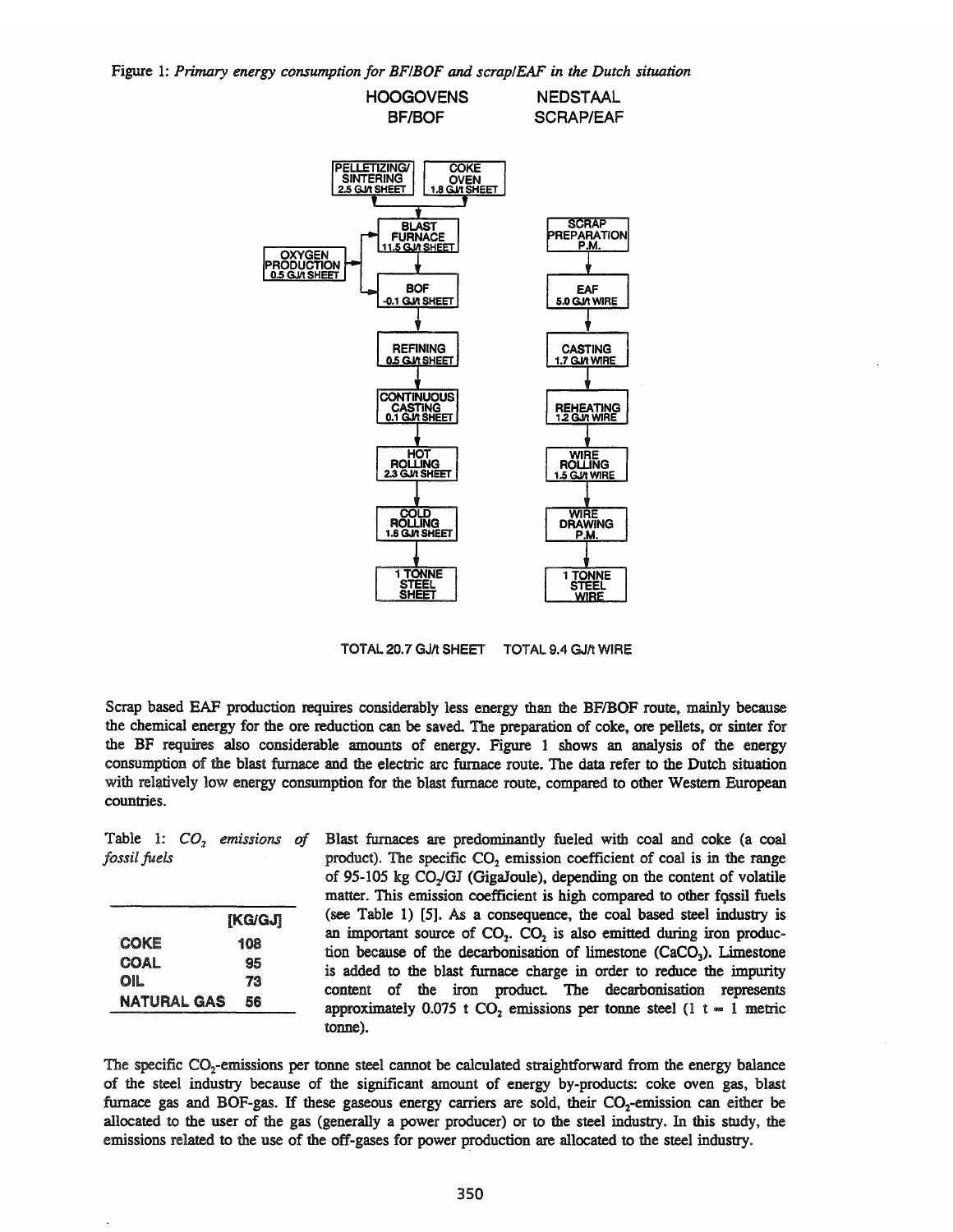Figure 1: *Primary energy consumption for BF/BOF and scrap/EAF in the Dutch situation*

| HOOGOVENS BF/BOF | NEDSTAAL SCRAP/EAF |
|---|---|
| PELLETIZING/SINTERING 2.5 GJ/t SHEET; COKE OVEN 1.8 GJ/t SHEET | |
| BLAST FURNACE 11.5 GJ/t SHEET | SCRAP PREPARATION P.M. |
| OXYGEN PRODUCTION 0.5 GJ/t SHEET | |
| BOF -0.1 GJ/t SHEET | EAF 5.0 GJ/t WIRE |
| REFINING 0.5 GJ/t SHEET | CASTING 1.7 GJ/t WIRE |
| CONTINUOUS CASTING 0.1 GJ/t SHEET | REHEATING 1.2 GJ/t WIRE |
| HOT ROLLING 2.3 GJ/t SHEET | WIRE ROLLING 1.5 GJ/t WIRE |
| COLD ROLLING 1.6 GJ/t SHEET | WIRE DRAWING P.M. |
| 1 TONNE STEEL SHEET | 1 TONNE STEEL WIRE |
| TOTAL 20.7 GJ/t SHEET | TOTAL 9.4 GJ/t WIRE |

Scrap based EAF production requires considerably less energy than the BF/BOF route, mainly because the chemical energy for the ore reduction can be saved. The preparation of coke, ore pellets, or sinter for the BF requires also considerable amounts of energy. Figure 1 shows an analysis of the energy consumption of the blast furnace and the electric arc furnace route. The data refer to the Dutch situation with relatively low energy consumption for the blast furnace route, compared to other Western European countries.

Table 1: *$CO_2$ emissions of fossil fuels*

| | [KG/GJ] |
|---|---|
| COKE | 108 |
| COAL | 95 |
| OIL | 73 |
| NATURAL GAS | 56 |

Blast furnaces are predominantly fueled with coal and coke (a coal product). The specific $CO_2$ emission coefficient of coal is in the range of 95-105 kg $CO_2$/GJ (GigaJoule), depending on the content of volatile matter. This emission coefficient is high compared to other fossil fuels (see Table 1) [5]. As a consequence, the coal based steel industry is an important source of $CO_2$. $CO_2$ is also emitted during iron production because of the decarbonisation of limestone ($CaCO_3$). Limestone is added to the blast furnace charge in order to reduce the impurity content of the iron product. The decarbonisation represents approximately 0.075 t $CO_2$ emissions per tonne steel (1 t = 1 metric tonne).

The specific $CO_2$-emissions per tonne steel cannot be calculated straightforward from the energy balance of the steel industry because of the significant amount of energy by-products: coke oven gas, blast furnace gas and BOF-gas. If these gaseous energy carriers are sold, their $CO_2$-emission can either be allocated to the user of the gas (generally a power producer) or to the steel industry. In this study, the emissions related to the use of the off-gases for power production are allocated to the steel industry.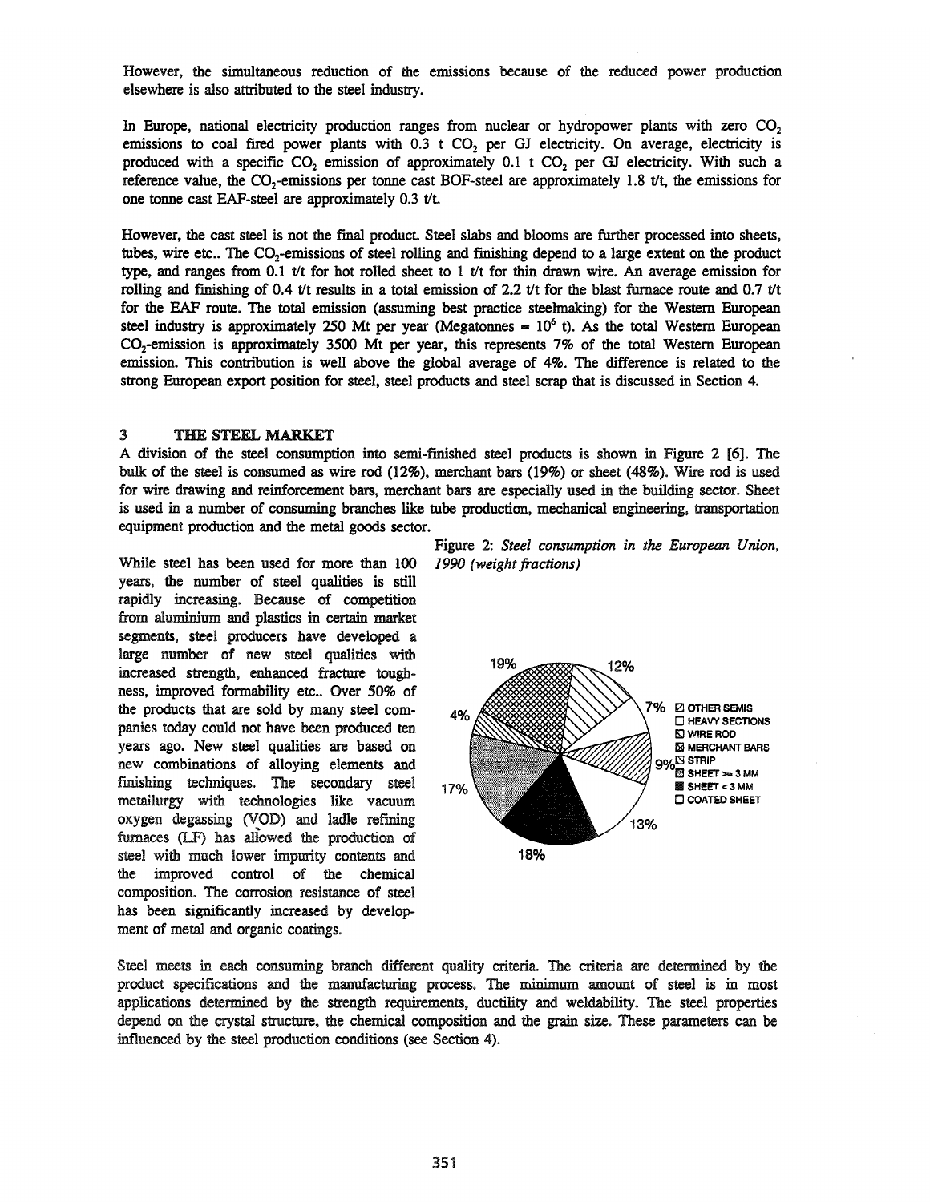However, the simultaneous reduction of the emissions because of the reduced power production elsewhere is also attributed to the steel industry.

In Europe, national electricity production ranges from nuclear or hydropower plants with zero $CO_2$ emissions to coal fired power plants with 0.3 t $CO_2$ per GJ electricity. On average, electricity is produced with a specific $CO_2$ emission of approximately 0.1 t $CO_2$ per GJ electricity. With such a reference value, the $CO_2$-emissions per tonne cast BOF-steel are approximately 1.8 t/t, the emissions for one tonne cast EAF-steel are approximately 0.3 t/t.

However, the cast steel is not the final product. Steel slabs and blooms are further processed into sheets, tubes, wire etc.. The $CO_2$-emissions of steel rolling and finishing depend to a large extent on the product type, and ranges from 0.1 t/t for hot rolled sheet to 1 t/t for thin drawn wire. An average emission for rolling and finishing of 0.4 t/t results in a total emission of 2.2 t/t for the blast furnace route and 0.7 t/t for the EAF route. The total emission (assuming best practice steelmaking) for the Western European steel industry is approximately 250 Mt per year (Megatonnes = $10^6$ t). As the total Western European $CO_2$-emission is approximately 3500 Mt per year, this represents 7% of the total Western European emission. This contribution is well above the global average of 4%. The difference is related to the strong European export position for steel, steel products and steel scrap that is discussed in Section 4.

## 3 THE STEEL MARKET

A division of the steel consumption into semi-finished steel products is shown in Figure 2 [6]. The bulk of the steel is consumed as wire rod (12%), merchant bars (19%) or sheet (48%). Wire rod is used for wire drawing and reinforcement bars, merchant bars are especially used in the building sector. Sheet is used in a number of consuming branches like tube production, mechanical engineering, transportation equipment production and the metal goods sector.

While steel has been used for more than 100 years, the number of steel qualities is still rapidly increasing. Because of competition from aluminium and plastics in certain market segments, steel producers have developed a large number of new steel qualities with increased strength, enhanced fracture toughness, improved formability etc.. Over 50% of the products that are sold by many steel companies today could not have been produced ten years ago. New steel qualities are based on new combinations of alloying elements and finishing techniques. The secondary steel metallurgy with technologies like vacuum oxygen degassing (VOD) and ladle refining furnaces (LF) has allowed the production of steel with much lower impurity contents and the improved control of the chemical composition. The corrosion resistance of steel has been significantly increased by development of metal and organic coatings.

Figure 2: *Steel consumption in the European Union, 1990 (weight fractions)*

Legend: OTHER SEMIS; HEAVY SECTIONS; WIRE ROD; MERCHANT BARS; STRIP; SHEET >= 3 MM; SHEET < 3 MM; COATED SHEET

Values: 19%, 12%, 7%, 9%, 13%, 18%, 17%, 4%

Steel meets in each consuming branch different quality criteria. The criteria are determined by the product specifications and the manufacturing process. The minimum amount of steel is in most applications determined by the strength requirements, ductility and weldability. The steel properties depend on the crystal structure, the chemical composition and the grain size. These parameters can be influenced by the steel production conditions (see Section 4).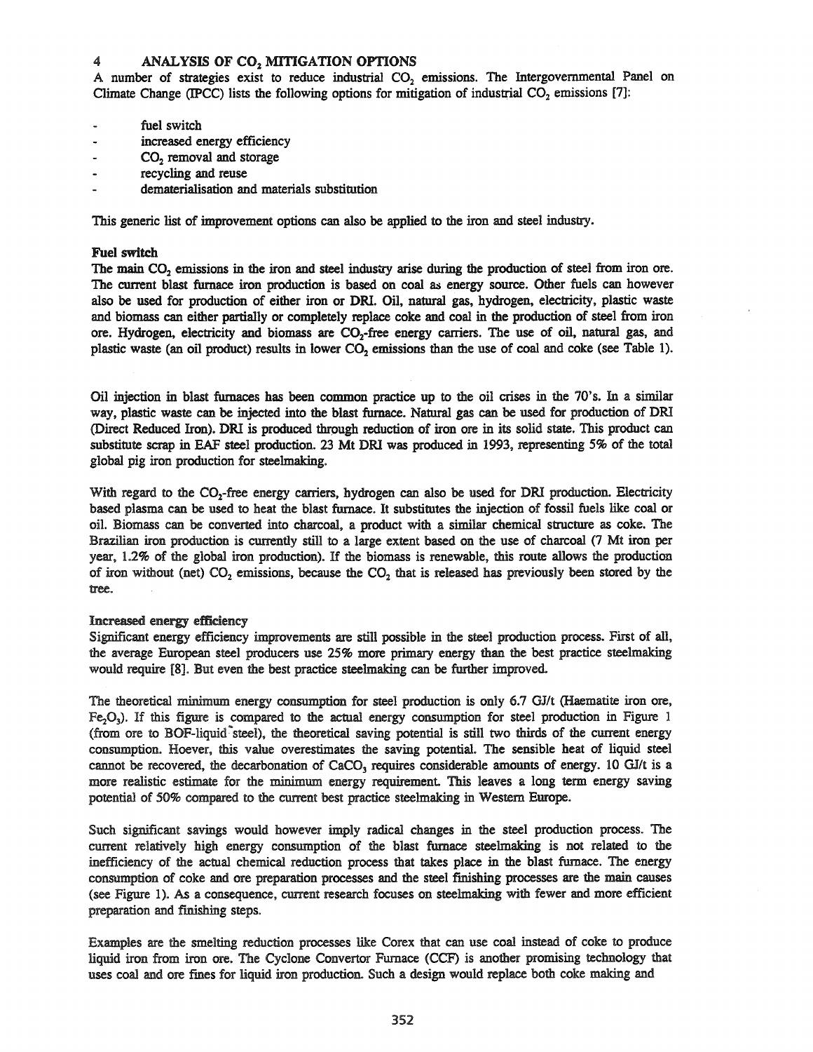## 4 ANALYSIS OF $CO_2$ MITIGATION OPTIONS

A number of strategies exist to reduce industrial $CO_2$ emissions. The Intergovernmental Panel on Climate Change (IPCC) lists the following options for mitigation of industrial $CO_2$ emissions [7]:

- fuel switch
- increased energy efficiency
- $CO_2$ removal and storage
- recycling and reuse
- dematerialisation and materials substitution

This generic list of improvement options can also be applied to the iron and steel industry.

**Fuel switch**

The main $CO_2$ emissions in the iron and steel industry arise during the production of steel from iron ore. The current blast furnace iron production is based on coal as energy source. Other fuels can however also be used for production of either iron or DRI. Oil, natural gas, hydrogen, electricity, plastic waste and biomass can either partially or completely replace coke and coal in the production of steel from iron ore. Hydrogen, electricity and biomass are $CO_2$-free energy carriers. The use of oil, natural gas, and plastic waste (an oil product) results in lower $CO_2$ emissions than the use of coal and coke (see Table 1).

Oil injection in blast furnaces has been common practice up to the oil crises in the 70's. In a similar way, plastic waste can be injected into the blast furnace. Natural gas can be used for production of DRI (Direct Reduced Iron). DRI is produced through reduction of iron ore in its solid state. This product can substitute scrap in EAF steel production. 23 Mt DRI was produced in 1993, representing 5% of the total global pig iron production for steelmaking.

With regard to the $CO_2$-free energy carriers, hydrogen can also be used for DRI production. Electricity based plasma can be used to heat the blast furnace. It substitutes the injection of fossil fuels like coal or oil. Biomass can be converted into charcoal, a product with a similar chemical structure as coke. The Brazilian iron production is currently still to a large extent based on the use of charcoal (7 Mt iron per year, 1.2% of the global iron production). If the biomass is renewable, this route allows the production of iron without (net) $CO_2$ emissions, because the $CO_2$ that is released has previously been stored by the tree.

**Increased energy efficiency**

Significant energy efficiency improvements are still possible in the steel production process. First of all, the average European steel producers use 25% more primary energy than the best practice steelmaking would require [8]. But even the best practice steelmaking can be further improved.

The theoretical minimum energy consumption for steel production is only 6.7 GJ/t (Haematite iron ore, $Fe_2O_3$). If this figure is compared to the actual energy consumption for steel production in Figure 1 (from ore to BOF-liquid steel), the theoretical saving potential is still two thirds of the current energy consumption. Hoever, this value overestimates the saving potential. The sensible heat of liquid steel cannot be recovered, the decarbonation of $CaCO_3$ requires considerable amounts of energy. 10 GJ/t is a more realistic estimate for the minimum energy requirement. This leaves a long term energy saving potential of 50% compared to the current best practice steelmaking in Western Europe.

Such significant savings would however imply radical changes in the steel production process. The current relatively high energy consumption of the blast furnace steelmaking is not related to the inefficiency of the actual chemical reduction process that takes place in the blast furnace. The energy consumption of coke and ore preparation processes and the steel finishing processes are the main causes (see Figure 1). As a consequence, current research focuses on steelmaking with fewer and more efficient preparation and finishing steps.

Examples are the smelting reduction processes like Corex that can use coal instead of coke to produce liquid iron from iron ore. The Cyclone Convertor Furnace (CCF) is another promising technology that uses coal and ore fines for liquid iron production. Such a design would replace both coke making and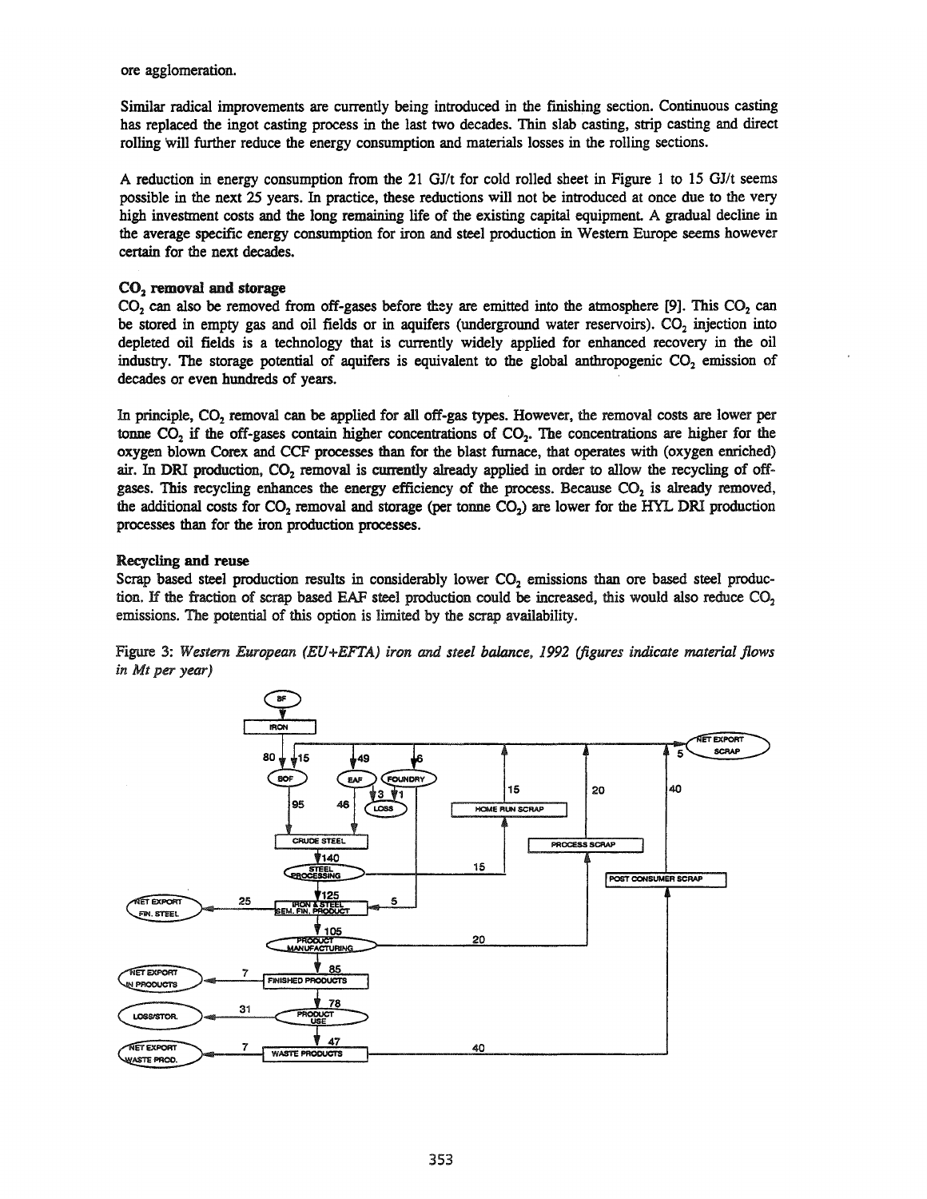ore agglomeration.

Similar radical improvements are currently being introduced in the finishing section. Continuous casting has replaced the ingot casting process in the last two decades. Thin slab casting, strip casting and direct rolling will further reduce the energy consumption and materials losses in the rolling sections.

A reduction in energy consumption from the 21 GJ/t for cold rolled sheet in Figure 1 to 15 GJ/t seems possible in the next 25 years. In practice, these reductions will not be introduced at once due to the very high investment costs and the long remaining life of the existing capital equipment. A gradual decline in the average specific energy consumption for iron and steel production in Western Europe seems however certain for the next decades.

### $CO_2$ removal and storage

$CO_2$ can also be removed from off-gases before they are emitted into the atmosphere [9]. This $CO_2$ can be stored in empty gas and oil fields or in aquifers (underground water reservoirs). $CO_2$ injection into depleted oil fields is a technology that is currently widely applied for enhanced recovery in the oil industry. The storage potential of aquifers is equivalent to the global anthropogenic $CO_2$ emission of decades or even hundreds of years.

In principle, $CO_2$ removal can be applied for all off-gas types. However, the removal costs are lower per tonne $CO_2$ if the off-gases contain higher concentrations of $CO_2$. The concentrations are higher for the oxygen blown Corex and CCF processes than for the blast furnace, that operates with (oxygen enriched) air. In DRI production, $CO_2$ removal is currently already applied in order to allow the recycling of off-gases. This recycling enhances the energy efficiency of the process. Because $CO_2$ is already removed, the additional costs for $CO_2$ removal and storage (per tonne $CO_2$) are lower for the HYL DRI production processes than for the iron production processes.

### Recycling and reuse

Scrap based steel production results in considerably lower $CO_2$ emissions than ore based steel production. If the fraction of scrap based EAF steel production could be increased, this would also reduce $CO_2$ emissions. The potential of this option is limited by the scrap availability.

Figure 3: *Western European (EU+EFTA) iron and steel balance, 1992 (figures indicate material flows in Mt per year)*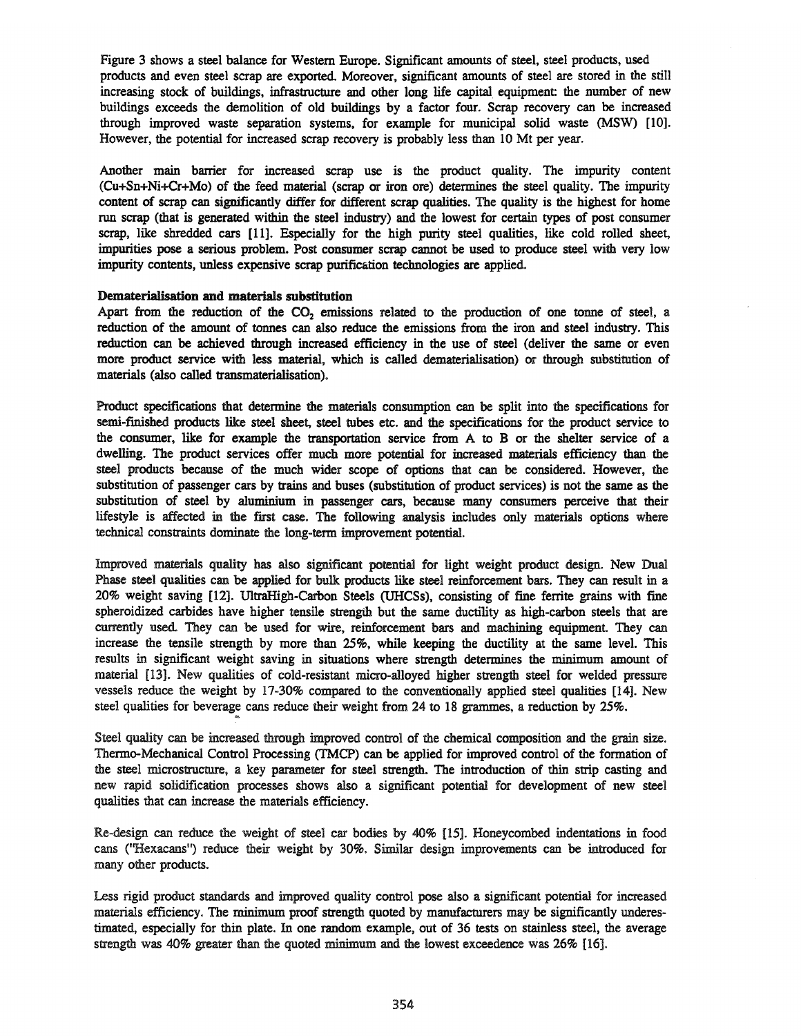Figure 3 shows a steel balance for Western Europe. Significant amounts of steel, steel products, used products and even steel scrap are exported. Moreover, significant amounts of steel are stored in the still increasing stock of buildings, infrastructure and other long life capital equipment: the number of new buildings exceeds the demolition of old buildings by a factor four. Scrap recovery can be increased through improved waste separation systems, for example for municipal solid waste (MSW) [10]. However, the potential for increased scrap recovery is probably less than 10 Mt per year.

Another main barrier for increased scrap use is the product quality. The impurity content (Cu+Sn+Ni+Cr+Mo) of the feed material (scrap or iron ore) determines the steel quality. The impurity content of scrap can significantly differ for different scrap qualities. The quality is the highest for home run scrap (that is generated within the steel industry) and the lowest for certain types of post consumer scrap, like shredded cars [11]. Especially for the high purity steel qualities, like cold rolled sheet, impurities pose a serious problem. Post consumer scrap cannot be used to produce steel with very low impurity contents, unless expensive scrap purification technologies are applied.

**Dematerialisation and materials substitution**

Apart from the reduction of the $CO_2$ emissions related to the production of one tonne of steel, a reduction of the amount of tonnes can also reduce the emissions from the iron and steel industry. This reduction can be achieved through increased efficiency in the use of steel (deliver the same or even more product service with less material, which is called dematerialisation) or through substitution of materials (also called transmaterialisation).

Product specifications that determine the materials consumption can be split into the specifications for semi-finished products like steel sheet, steel tubes etc. and the specifications for the product service to the consumer, like for example the transportation service from A to B or the shelter service of a dwelling. The product services offer much more potential for increased materials efficiency than the steel products because of the much wider scope of options that can be considered. However, the substitution of passenger cars by trains and buses (substitution of product services) is not the same as the substitution of steel by aluminium in passenger cars, because many consumers perceive that their lifestyle is affected in the first case. The following analysis includes only materials options where technical constraints dominate the long-term improvement potential.

Improved materials quality has also significant potential for light weight product design. New Dual Phase steel qualities can be applied for bulk products like steel reinforcement bars. They can result in a 20% weight saving [12]. UltraHigh-Carbon Steels (UHCSs), consisting of fine ferrite grains with fine spheroidized carbides have higher tensile strength but the same ductility as high-carbon steels that are currently used. They can be used for wire, reinforcement bars and machining equipment. They can increase the tensile strength by more than 25%, while keeping the ductility at the same level. This results in significant weight saving in situations where strength determines the minimum amount of material [13]. New qualities of cold-resistant micro-alloyed higher strength steel for welded pressure vessels reduce the weight by 17-30% compared to the conventionally applied steel qualities [14]. New steel qualities for beverage cans reduce their weight from 24 to 18 grammes, a reduction by 25%.

Steel quality can be increased through improved control of the chemical composition and the grain size. Thermo-Mechanical Control Processing (TMCP) can be applied for improved control of the formation of the steel microstructure, a key parameter for steel strength. The introduction of thin strip casting and new rapid solidification processes shows also a significant potential for development of new steel qualities that can increase the materials efficiency.

Re-design can reduce the weight of steel car bodies by 40% [15]. Honeycombed indentations in food cans ("Hexacans") reduce their weight by 30%. Similar design improvements can be introduced for many other products.

Less rigid product standards and improved quality control pose also a significant potential for increased materials efficiency. The minimum proof strength quoted by manufacturers may be significantly underestimated, especially for thin plate. In one random example, out of 36 tests on stainless steel, the average strength was 40% greater than the quoted minimum and the lowest exceedence was 26% [16].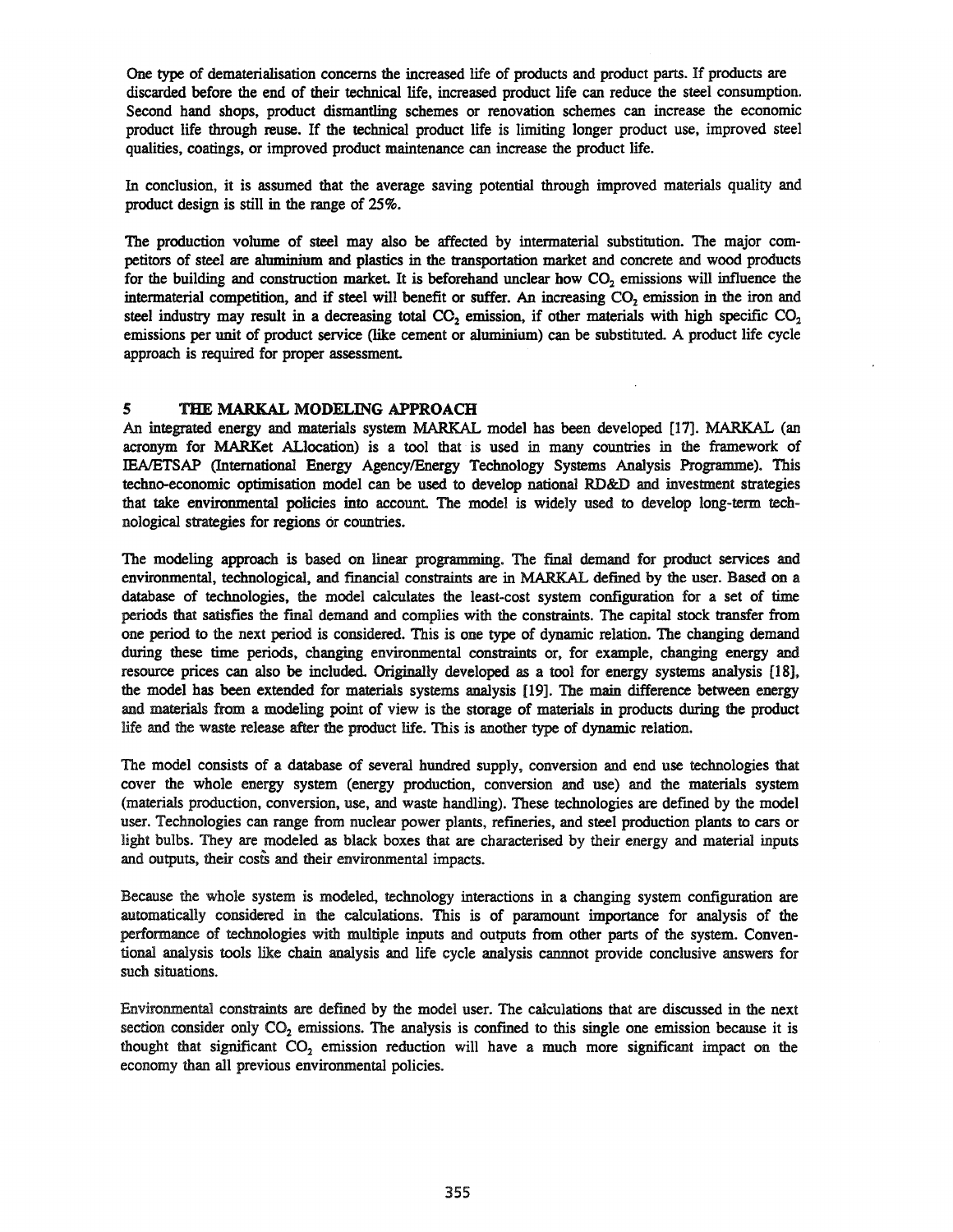One type of dematerialisation concerns the increased life of products and product parts. If products are discarded before the end of their technical life, increased product life can reduce the steel consumption. Second hand shops, product dismantling schemes or renovation schemes can increase the economic product life through reuse. If the technical product life is limiting longer product use, improved steel qualities, coatings, or improved product maintenance can increase the product life.

In conclusion, it is assumed that the average saving potential through improved materials quality and product design is still in the range of 25%.

The production volume of steel may also be affected by intermaterial substitution. The major competitors of steel are aluminium and plastics in the transportation market and concrete and wood products for the building and construction market. It is beforehand unclear how $CO_2$ emissions will influence the intermaterial competition, and if steel will benefit or suffer. An increasing $CO_2$ emission in the iron and steel industry may result in a decreasing total $CO_2$ emission, if other materials with high specific $CO_2$ emissions per unit of product service (like cement or aluminium) can be substituted. A product life cycle approach is required for proper assessment.

## 5 THE MARKAL MODELING APPROACH

An integrated energy and materials system MARKAL model has been developed [17]. MARKAL (an acronym for MARKet ALlocation) is a tool that is used in many countries in the framework of IEA/ETSAP (International Energy Agency/Energy Technology Systems Analysis Programme). This techno-economic optimisation model can be used to develop national RD&D and investment strategies that take environmental policies into account. The model is widely used to develop long-term technological strategies for regions or countries.

The modeling approach is based on linear programming. The final demand for product services and environmental, technological, and financial constraints are in MARKAL defined by the user. Based on a database of technologies, the model calculates the least-cost system configuration for a set of time periods that satisfies the final demand and complies with the constraints. The capital stock transfer from one period to the next period is considered. This is one type of dynamic relation. The changing demand during these time periods, changing environmental constraints or, for example, changing energy and resource prices can also be included. Originally developed as a tool for energy systems analysis [18], the model has been extended for materials systems analysis [19]. The main difference between energy and materials from a modeling point of view is the storage of materials in products during the product life and the waste release after the product life. This is another type of dynamic relation.

The model consists of a database of several hundred supply, conversion and end use technologies that cover the whole energy system (energy production, conversion and use) and the materials system (materials production, conversion, use, and waste handling). These technologies are defined by the model user. Technologies can range from nuclear power plants, refineries, and steel production plants to cars or light bulbs. They are modeled as black boxes that are characterised by their energy and material inputs and outputs, their costs and their environmental impacts.

Because the whole system is modeled, technology interactions in a changing system configuration are automatically considered in the calculations. This is of paramount importance for analysis of the performance of technologies with multiple inputs and outputs from other parts of the system. Conventional analysis tools like chain analysis and life cycle analysis cannot provide conclusive answers for such situations.

Environmental constraints are defined by the model user. The calculations that are discussed in the next section consider only $CO_2$ emissions. The analysis is confined to this single one emission because it is thought that significant $CO_2$ emission reduction will have a much more significant impact on the economy than all previous environmental policies.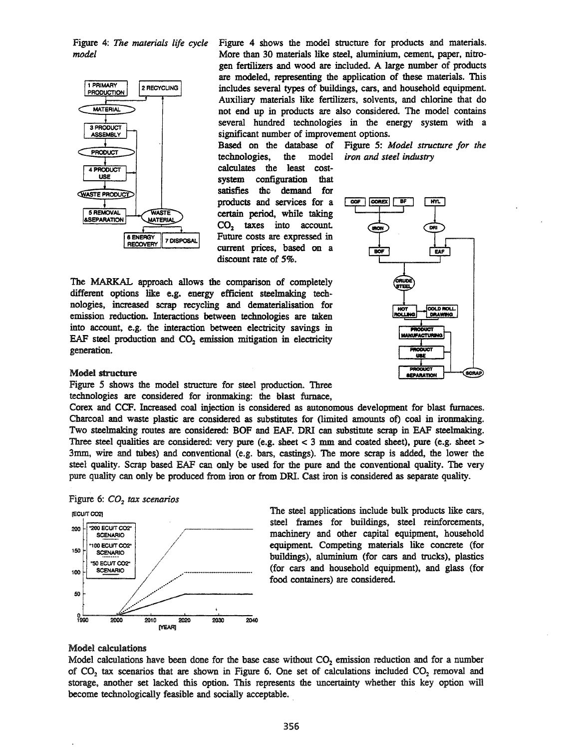Figure 4: *The materials life cycle model*

Figure 4 shows the model structure for products and materials. More than 30 materials like steel, aluminium, cement, paper, nitrogen fertilizers and wood are included. A large number of products are modeled, representing the application of these materials. This includes several types of buildings, cars, and household equipment. Auxiliary materials like fertilizers, solvents, and chlorine that do not end up in products are also considered. The model contains several hundred technologies in the energy system with a significant number of improvement options.

Based on the database of technologies, the model calculates the least cost-system configuration that satisfies the demand for products and services for a certain period, while taking $CO_2$ taxes into account. Future costs are expressed in current prices, based on a discount rate of 5%.

Figure 5: *Model structure for the iron and steel industry*

The MARKAL approach allows the comparison of completely different options like e.g. energy efficient steelmaking technologies, increased scrap recycling and dematerialisation for emission reduction. Interactions between technologies are taken into account, e.g. the interaction between electricity savings in EAF steel production and $CO_2$ emission mitigation in electricity generation.

### Model structure

Figure 5 shows the model structure for steel production. Three technologies are considered for ironmaking: the blast furnace, Corex and CCF. Increased coal injection is considered as autonomous development for blast furnaces. Charcoal and waste plastic are considered as substitutes for (limited amounts of) coal in ironmaking. Two steelmaking routes are considered: BOF and EAF. DRI can substitute scrap in EAF steelmaking. Three steel qualities are considered: very pure (e.g. sheet < 3 mm and coated sheet), pure (e.g. sheet > 3mm, wire and tubes) and conventional (e.g. bars, castings). The more scrap is added, the lower the steel quality. Scrap based EAF can only be used for the pure and the conventional quality. The very pure quality can only be produced from iron or from DRI. Cast iron is considered as separate quality.

Figure 6: *$CO_2$ tax scenarios*

The steel applications include bulk products like cars, steel frames for buildings, steel reinforcements, machinery and other capital equipment, household equipment. Competing materials like concrete (for buildings), aluminium (for cars and trucks), plastics (for cars and household equipment), and glass (for food containers) are considered.

### Model calculations

Model calculations have been done for the base case without $CO_2$ emission reduction and for a number of $CO_2$ tax scenarios that are shown in Figure 6. One set of calculations included $CO_2$ removal and storage, another set lacked this option. This represents the uncertainty whether this key option will become technologically feasible and socially acceptable.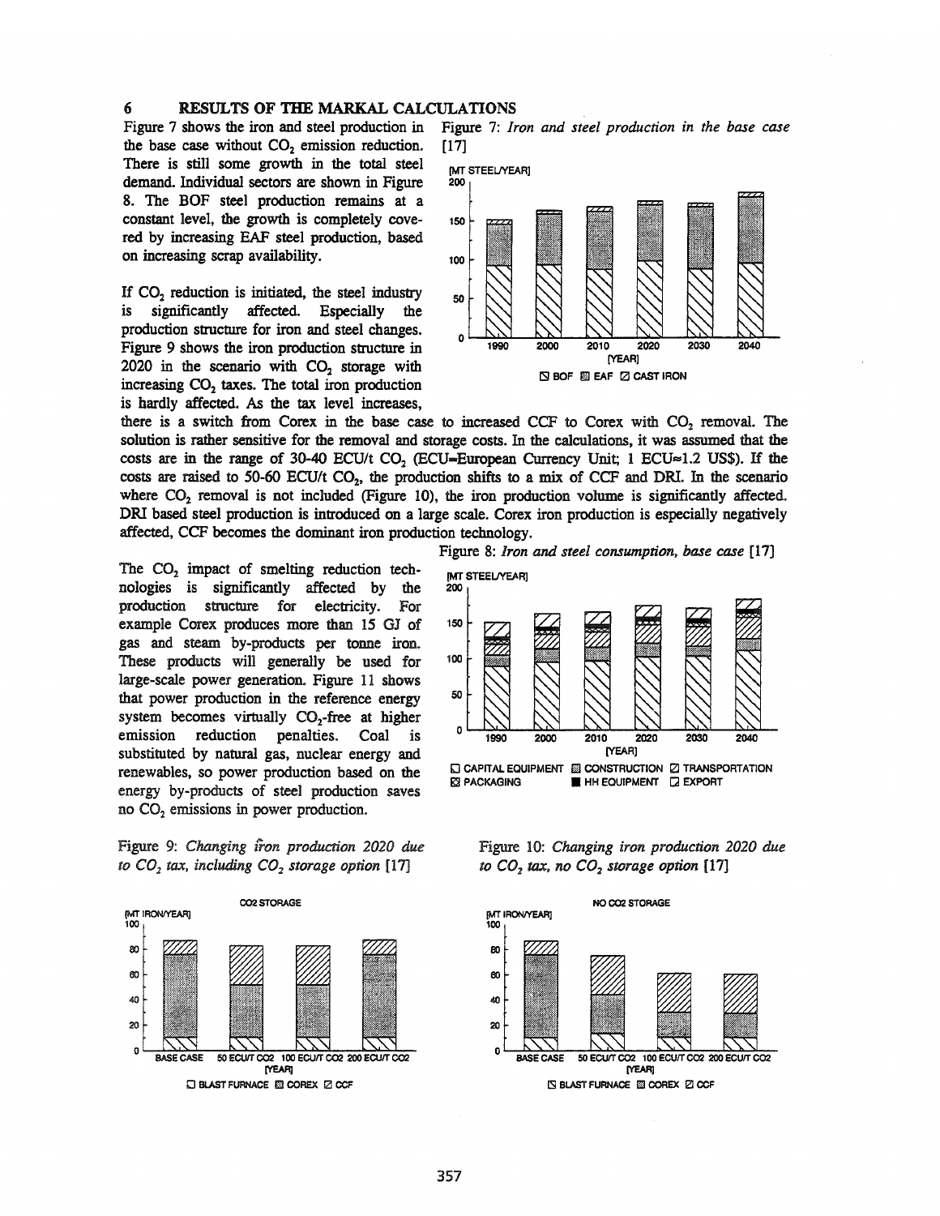## 6 RESULTS OF THE MARKAL CALCULATIONS

Figure 7 shows the iron and steel production in the base case without $CO_2$ emission reduction. There is still some growth in the total steel demand. Individual sectors are shown in Figure 8. The BOF steel production remains at a constant level, the growth is completely covered by increasing EAF steel production, based on increasing scrap availability.

Figure 7: *Iron and steel production in the base case* [17]

If $CO_2$ reduction is initiated, the steel industry is significantly affected. Especially the production structure for iron and steel changes. Figure 9 shows the iron production structure in 2020 in the scenario with $CO_2$ storage with increasing $CO_2$ taxes. The total iron production is hardly affected. As the tax level increases, there is a switch from Corex in the base case to increased CCF to Corex with $CO_2$ removal. The solution is rather sensitive for the removal and storage costs. In the calculations, it was assumed that the costs are in the range of 30-40 ECU/t $CO_2$ (ECU=European Currency Unit; 1 ECU≈1.2 US$). If the costs are raised to 50-60 ECU/t $CO_2$, the production shifts to a mix of CCF and DRI. In the scenario where $CO_2$ removal is not included (Figure 10), the iron production volume is significantly affected. DRI based steel production is introduced on a large scale. Corex iron production is especially negatively affected, CCF becomes the dominant iron production technology.

Figure 8: *Iron and steel consumption, base case* [17]

The $CO_2$ impact of smelting reduction technologies is significantly affected by the production structure for electricity. For example Corex produces more than 15 GJ of gas and steam by-products per tonne iron. These products will generally be used for large-scale power generation. Figure 11 shows that power production in the reference energy system becomes virtually $CO_2$-free at higher emission reduction penalties. Coal is substituted by natural gas, nuclear energy and renewables, so power production based on the energy by-products of steel production saves no $CO_2$ emissions in power production.

Figure 9: *Changing iron production 2020 due to $CO_2$ tax, including $CO_2$ storage option* [17]

Figure 10: *Changing iron production 2020 due to $CO_2$ tax, no $CO_2$ storage option* [17]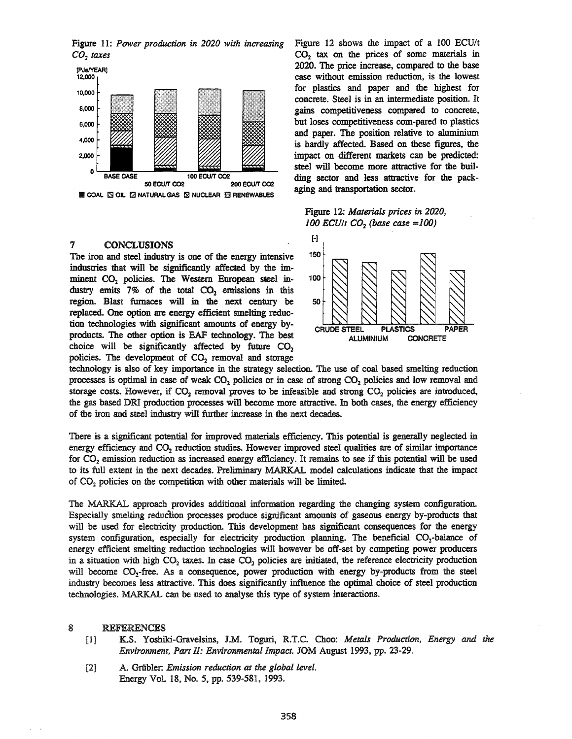Figure 11: *Power production in 2020 with increasing $CO_2$ taxes*

Figure 12 shows the impact of a 100 ECU/t $CO_2$ tax on the prices of some materials in 2020. The price increase, compared to the base case without emission reduction, is the lowest for plastics and paper and the highest for concrete. Steel is in an intermediate position. It gains competitiveness compared to concrete, but loses competitiveness com-pared to plastics and paper. The position relative to aluminium is hardly affected. Based on these figures, the impact on different markets can be predicted: steel will become more attractive for the building sector and less attractive for the packaging and transportation sector.

Figure 12: *Materials prices in 2020, 100 ECU/t $CO_2$ (base case =100)*

## 7 CONCLUSIONS

The iron and steel industry is one of the energy intensive industries that will be significantly affected by the imminent $CO_2$ policies. The Western European steel industry emits 7% of the total $CO_2$ emissions in this region. Blast furnaces will in the next century be replaced. One option are energy efficient smelting reduction technologies with significant amounts of energy by-products. The other option is EAF technology. The best choice will be significantly affected by future $CO_2$ policies. The development of $CO_2$ removal and storage technology is also of key importance in the strategy selection. The use of coal based smelting reduction processes is optimal in case of weak $CO_2$ policies or in case of strong $CO_2$ policies and low removal and storage costs. However, if $CO_2$ removal proves to be infeasible and strong $CO_2$ policies are introduced, the gas based DRI production processes will become more attractive. In both cases, the energy efficiency of the iron and steel industry will further increase in the next decades.

There is a significant potential for improved materials efficiency. This potential is generally neglected in energy efficiency and $CO_2$ reduction studies. However improved steel qualities are of similar importance for $CO_2$ emission reduction as increased energy efficiency. It remains to see if this potential will be used to its full extent in the next decades. Preliminary MARKAL model calculations indicate that the impact of $CO_2$ policies on the competition with other materials will be limited.

The MARKAL approach provides additional information regarding the changing system configuration. Especially smelting reduction processes produce significant amounts of gaseous energy by-products that will be used for electricity production. This development has significant consequences for the energy system configuration, especially for electricity production planning. The beneficial $CO_2$-balance of energy efficient smelting reduction technologies will however be off-set by competing power producers in a situation with high $CO_2$ taxes. In case $CO_2$ policies are initiated, the reference electricity production will become $CO_2$-free. As a consequence, power production with energy by-products from the steel industry becomes less attractive. This does significantly influence the optimal choice of steel production technologies. MARKAL can be used to analyse this type of system interactions.

## 8 REFERENCES

[1] K.S. Yoshiki-Gravelsins, J.M. Toguri, R.T.C. Choo: *Metals Production, Energy and the Environment, Part II: Environmental Impact.* JOM August 1993, pp. 23-29.

[2] A. Grübler: *Emission reduction at the global level.* Energy Vol. 18, No. 5, pp. 539-581, 1993.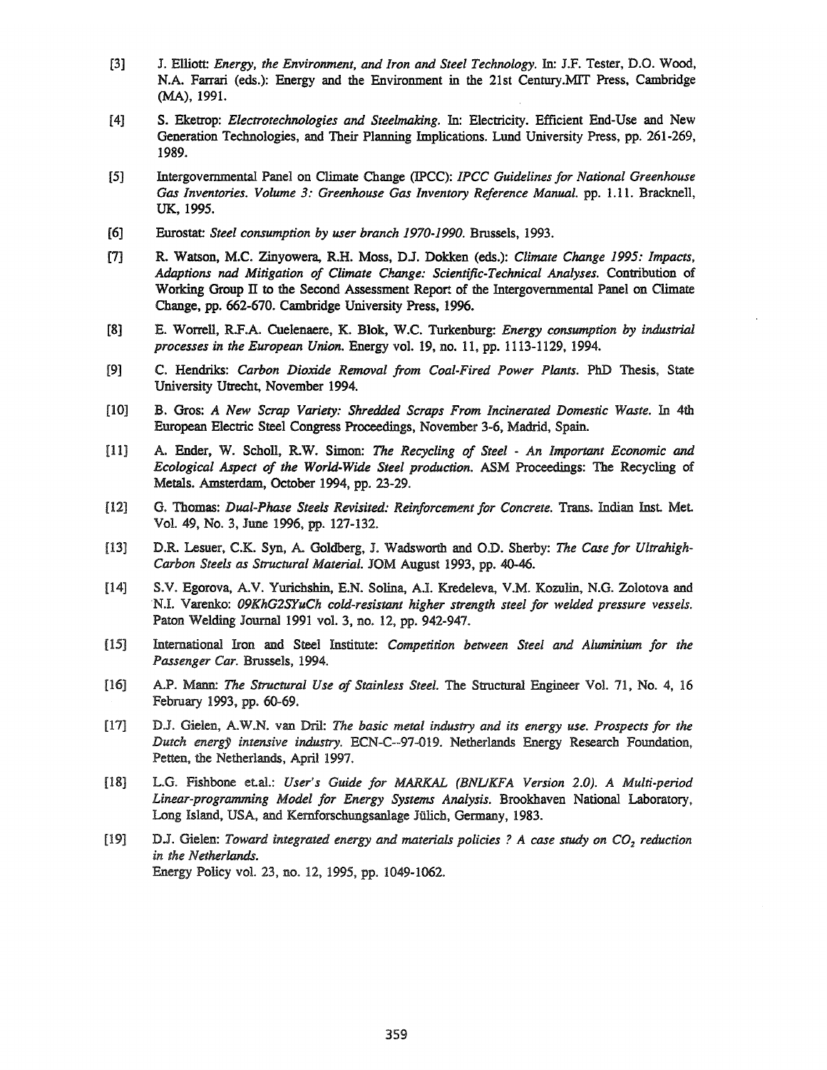[3] J. Elliott: *Energy, the Environment, and Iron and Steel Technology.* In: J.F. Tester, D.O. Wood, N.A. Farrari (eds.): Energy and the Environment in the 21st Century.MIT Press, Cambridge (MA), 1991.

[4] S. Eketrop: *Electrotechnologies and Steelmaking.* In: Electricity. Efficient End-Use and New Generation Technologies, and Their Planning Implications. Lund University Press, pp. 261-269, 1989.

[5] Intergovernmental Panel on Climate Change (IPCC): *IPCC Guidelines for National Greenhouse Gas Inventories. Volume 3: Greenhouse Gas Inventory Reference Manual.* pp. 1.11. Bracknell, UK, 1995.

[6] Eurostat: *Steel consumption by user branch 1970-1990.* Brussels, 1993.

[7] R. Watson, M.C. Zinyowera, R.H. Moss, D.J. Dokken (eds.): *Climate Change 1995: Impacts, Adaptions nad Mitigation of Climate Change: Scientific-Technical Analyses.* Contribution of Working Group II to the Second Assessment Report of the Intergovernmental Panel on Climate Change, pp. 662-670. Cambridge University Press, 1996.

[8] E. Worrell, R.F.A. Cuelenaere, K. Blok, W.C. Turkenburg: *Energy consumption by industrial processes in the European Union.* Energy vol. 19, no. 11, pp. 1113-1129, 1994.

[9] C. Hendriks: *Carbon Dioxide Removal from Coal-Fired Power Plants.* PhD Thesis, State University Utrecht, November 1994.

[10] B. Gros: *A New Scrap Variety: Shredded Scraps From Incinerated Domestic Waste.* In 4th European Electric Steel Congress Proceedings, November 3-6, Madrid, Spain.

[11] A. Ender, W. Scholl, R.W. Simon: *The Recycling of Steel - An Important Economic and Ecological Aspect of the World-Wide Steel production.* ASM Proceedings: The Recycling of Metals. Amsterdam, October 1994, pp. 23-29.

[12] G. Thomas: *Dual-Phase Steels Revisited: Reinforcement for Concrete.* Trans. Indian Inst. Met. Vol. 49, No. 3, June 1996, pp. 127-132.

[13] D.R. Lesuer, C.K. Syn, A. Goldberg, J. Wadsworth and O.D. Sherby: *The Case for Ultrahigh-Carbon Steels as Structural Material.* JOM August 1993, pp. 40-46.

[14] S.V. Egorova, A.V. Yurichshin, E.N. Solina, A.I. Kredeleva, V.M. Kozulin, N.G. Zolotova and N.I. Varenko: *09KhG2SYuCh cold-resistant higher strength steel for welded pressure vessels.* Paton Welding Journal 1991 vol. 3, no. 12, pp. 942-947.

[15] International Iron and Steel Institute: *Competition between Steel and Aluminium for the Passenger Car.* Brussels, 1994.

[16] A.P. Mann: *The Structural Use of Stainless Steel.* The Structural Engineer Vol. 71, No. 4, 16 February 1993, pp. 60-69.

[17] D.J. Gielen, A.W.N. van Dril: *The basic metal industry and its energy use. Prospects for the Dutch energy intensive industry.* ECN-C--97-019. Netherlands Energy Research Foundation, Petten, the Netherlands, April 1997.

[18] L.G. Fishbone et.al.: *User's Guide for MARKAL (BNL/KFA Version 2.0). A Multi-period Linear-programming Model for Energy Systems Analysis.* Brookhaven National Laboratory, Long Island, USA, and Kernforschungsanlage Jülich, Germany, 1983.

[19] D.J. Gielen: *Toward integrated energy and materials policies ? A case study on $CO_2$ reduction in the Netherlands.* Energy Policy vol. 23, no. 12, 1995, pp. 1049-1062.